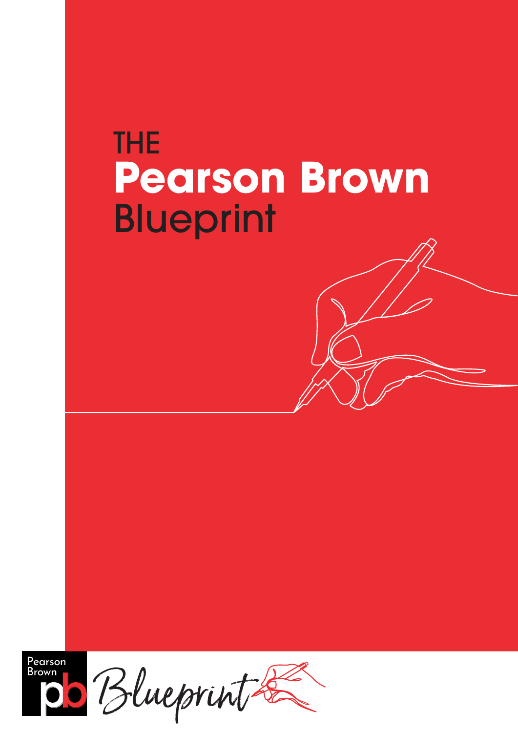# THE Pearson Brown Blueprint

Pearson Brown

pb Blueprint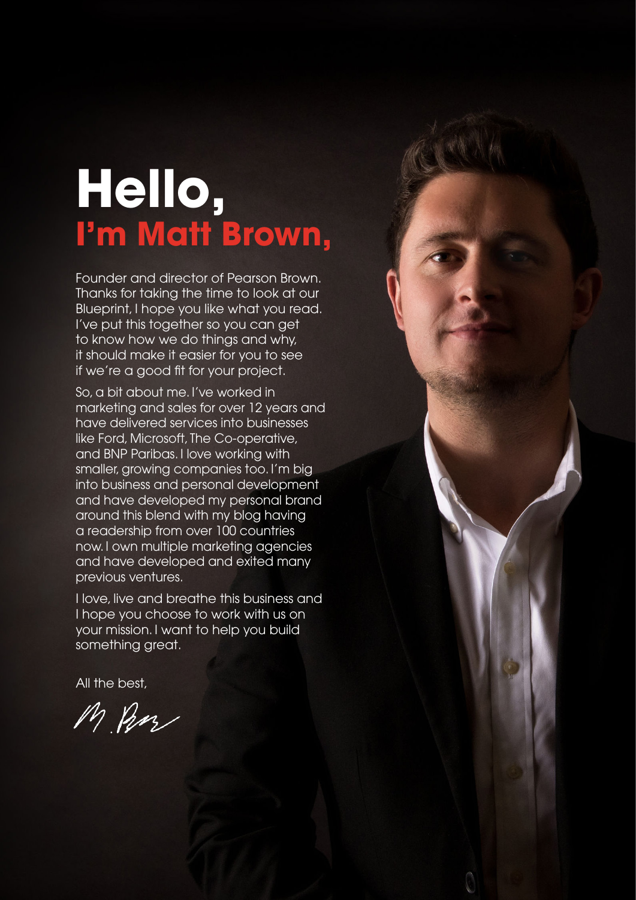# Hello,
## I'm Matt Brown,

Founder and director of Pearson Brown. Thanks for taking the time to look at our Blueprint, I hope you like what you read. I've put this together so you can get to know how we do things and why, it should make it easier for you to see if we're a good fit for your project.

So, a bit about me. I've worked in marketing and sales for over 12 years and have delivered services into businesses like Ford, Microsoft, The Co-operative, and BNP Paribas. I love working with smaller, growing companies too. I'm big into business and personal development and have developed my personal brand around this blend with my blog having a readership from over 100 countries now. I own multiple marketing agencies and have developed and exited many previous ventures.

I love, live and breathe this business and I hope you choose to work with us on your mission. I want to help you build something great.

All the best,

M. Brown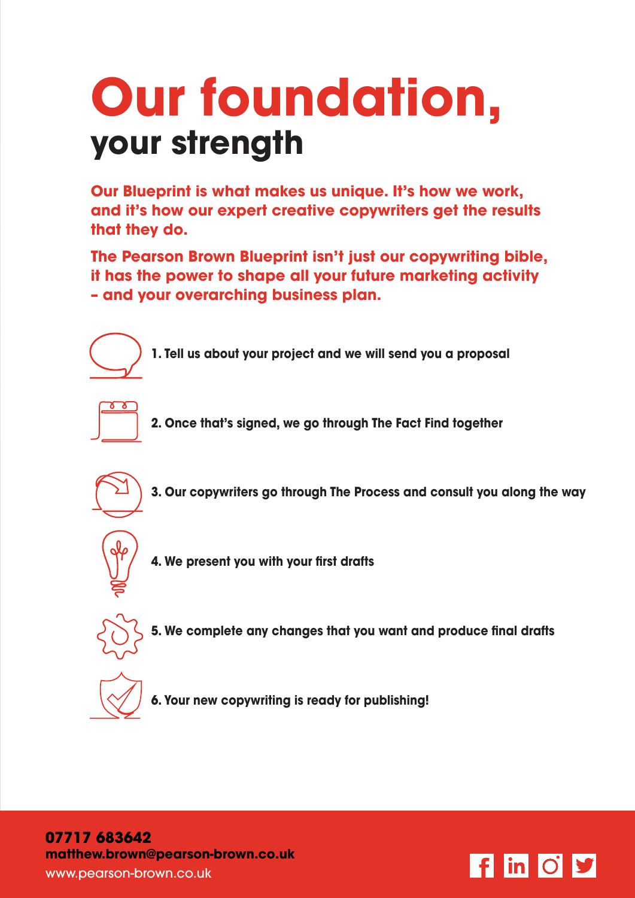# Our foundation,

## your strength

**Our Blueprint is what makes us unique. It's how we work, and it's how our expert creative copywriters get the results that they do.**

**The Pearson Brown Blueprint isn't just our copywriting bible, it has the power to shape all your future marketing activity – and your overarching business plan.**

1. **Tell us about your project and we will send you a proposal**
2. **Once that's signed, we go through The Fact Find together**
3. **Our copywriters go through The Process and consult you along the way**
4. **We present you with your first drafts**
5. **We complete any changes that you want and produce final drafts**
6. **Your new copywriting is ready for publishing!**

**07717 683642**
**matthew.brown@pearson-brown.co.uk**
www.pearson-brown.co.uk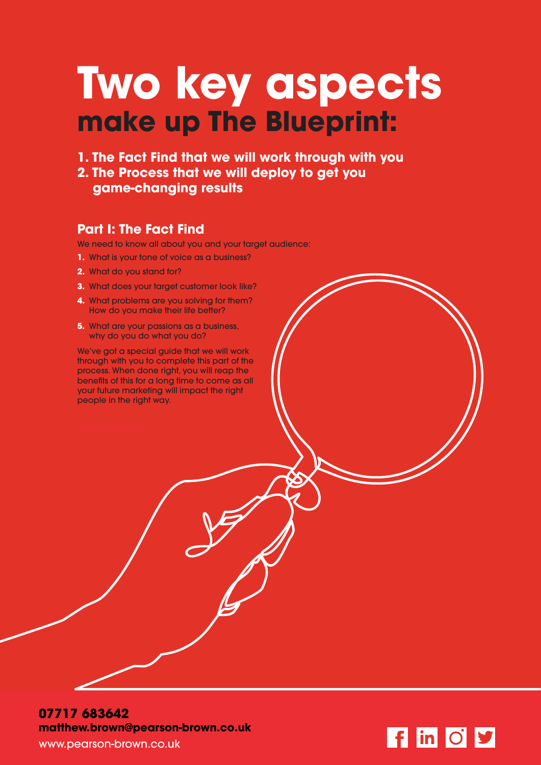# Two key aspects

## make up The Blueprint:

**1. The Fact Find that we will work through with you**
**2. The Process that we will deploy to get you game-changing results**

### Part I: The Fact Find

We need to know all about you and your target audience:

1. What is your tone of voice as a business?
2. What do you stand for?
3. What does your target customer look like?
4. What problems are you solving for them? How do you make their life better?
5. What are your passions as a business, why do you do what you do?

We've got a special guide that we will work through with you to complete this part of the process. When done right, you will reap the benefits of this for a long time to come as all your future marketing will impact the right people in the right way.

**07717 683642**
**matthew.brown@pearson-brown.co.uk**
www.pearson-brown.co.uk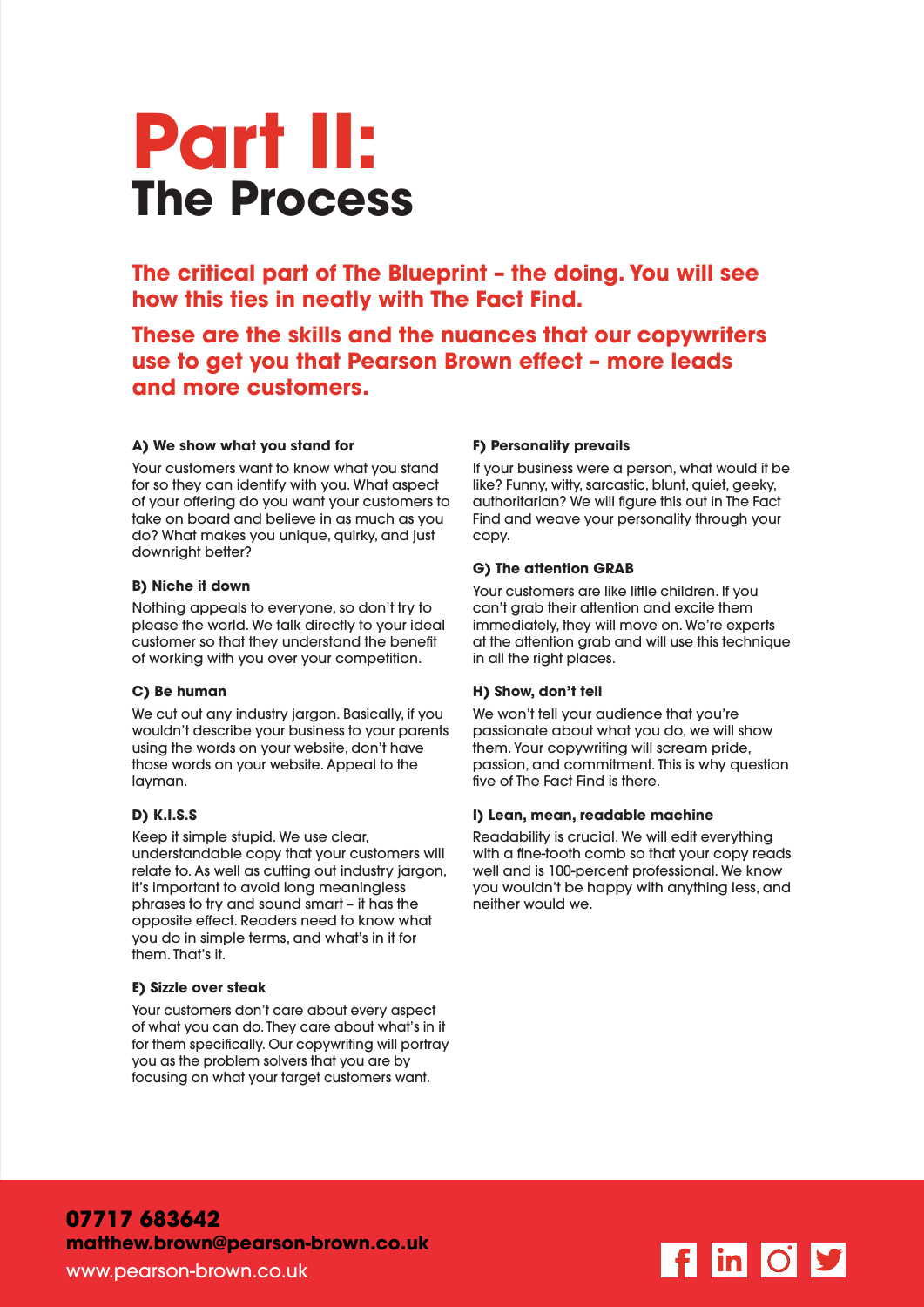# Part II:
## The Process

**The critical part of The Blueprint – the doing. You will see how this ties in neatly with The Fact Find.**

**These are the skills and the nuances that our copywriters use to get you that Pearson Brown effect – more leads and more customers.**

#### A) We show what you stand for

Your customers want to know what you stand for so they can identify with you. What aspect of your offering do you want your customers to take on board and believe in as much as you do? What makes you unique, quirky, and just downright better?

#### B) Niche it down

Nothing appeals to everyone, so don't try to please the world. We talk directly to your ideal customer so that they understand the benefit of working with you over your competition.

#### C) Be human

We cut out any industry jargon. Basically, if you wouldn't describe your business to your parents using the words on your website, don't have those words on your website. Appeal to the layman.

#### D) K.I.S.S

Keep it simple stupid. We use clear, understandable copy that your customers will relate to. As well as cutting out industry jargon, it's important to avoid long meaningless phrases to try and sound smart – it has the opposite effect. Readers need to know what you do in simple terms, and what's in it for them. That's it.

#### E) Sizzle over steak

Your customers don't care about every aspect of what you can do. They care about what's in it for them specifically. Our copywriting will portray you as the problem solvers that you are by focusing on what your target customers want.

#### F) Personality prevails

If your business were a person, what would it be like? Funny, witty, sarcastic, blunt, quiet, geeky, authoritarian? We will figure this out in The Fact Find and weave your personality through your copy.

#### G) The attention GRAB

Your customers are like little children. If you can't grab their attention and excite them immediately, they will move on. We're experts at the attention grab and will use this technique in all the right places.

#### H) Show, don't tell

We won't tell your audience that you're passionate about what you do, we will show them. Your copywriting will scream pride, passion, and commitment. This is why question five of The Fact Find is there.

#### I) Lean, mean, readable machine

Readability is crucial. We will edit everything with a fine-tooth comb so that your copy reads well and is 100-percent professional. We know you wouldn't be happy with anything less, and neither would we.

**07717 683642**
**matthew.brown@pearson-brown.co.uk**
www.pearson-brown.co.uk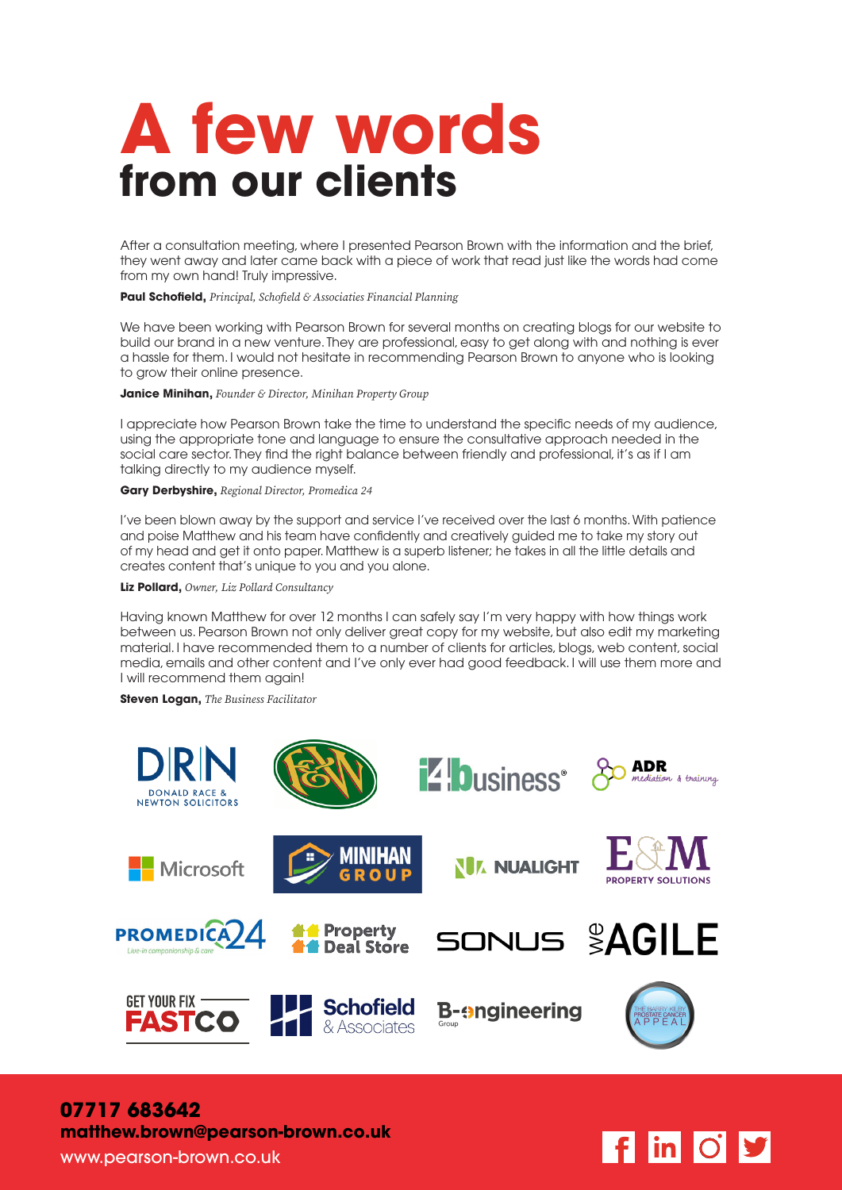# A few words
## from our clients

After a consultation meeting, where I presented Pearson Brown with the information and the brief, they went away and later came back with a piece of work that read just like the words had come from my own hand! Truly impressive.

**Paul Schofield,** *Principal, Schofield & Associates Financial Planning*

We have been working with Pearson Brown for several months on creating blogs for our website to build our brand in a new venture. They are professional, easy to get along with and nothing is ever a hassle for them. I would not hesitate in recommending Pearson Brown to anyone who is looking to grow their online presence.

**Janice Minihan,** *Founder & Director, Minihan Property Group*

I appreciate how Pearson Brown take the time to understand the specific needs of my audience, using the appropriate tone and language to ensure the consultative approach needed in the social care sector. They find the right balance between friendly and professional, it's as if I am talking directly to my audience myself.

**Gary Derbyshire,** *Regional Director, Promedica 24*

I've been blown away by the support and service I've received over the last 6 months. With patience and poise Matthew and his team have confidently and creatively guided me to take my story out of my head and get it onto paper. Matthew is a superb listener; he takes in all the little details and creates content that's unique to you and you alone.

**Liz Pollard,** *Owner, Liz Pollard Consultancy*

Having known Matthew for over 12 months I can safely say I'm very happy with how things work between us. Pearson Brown not only deliver great copy for my website, but also edit my marketing material. I have recommended them to a number of clients for articles, blogs, web content, social media, emails and other content and I've only ever had good feedback. I will use them more and I will recommend them again!

**Steven Logan,** *The Business Facilitator*

**07717 683642**
**matthew.brown@pearson-brown.co.uk**
www.pearson-brown.co.uk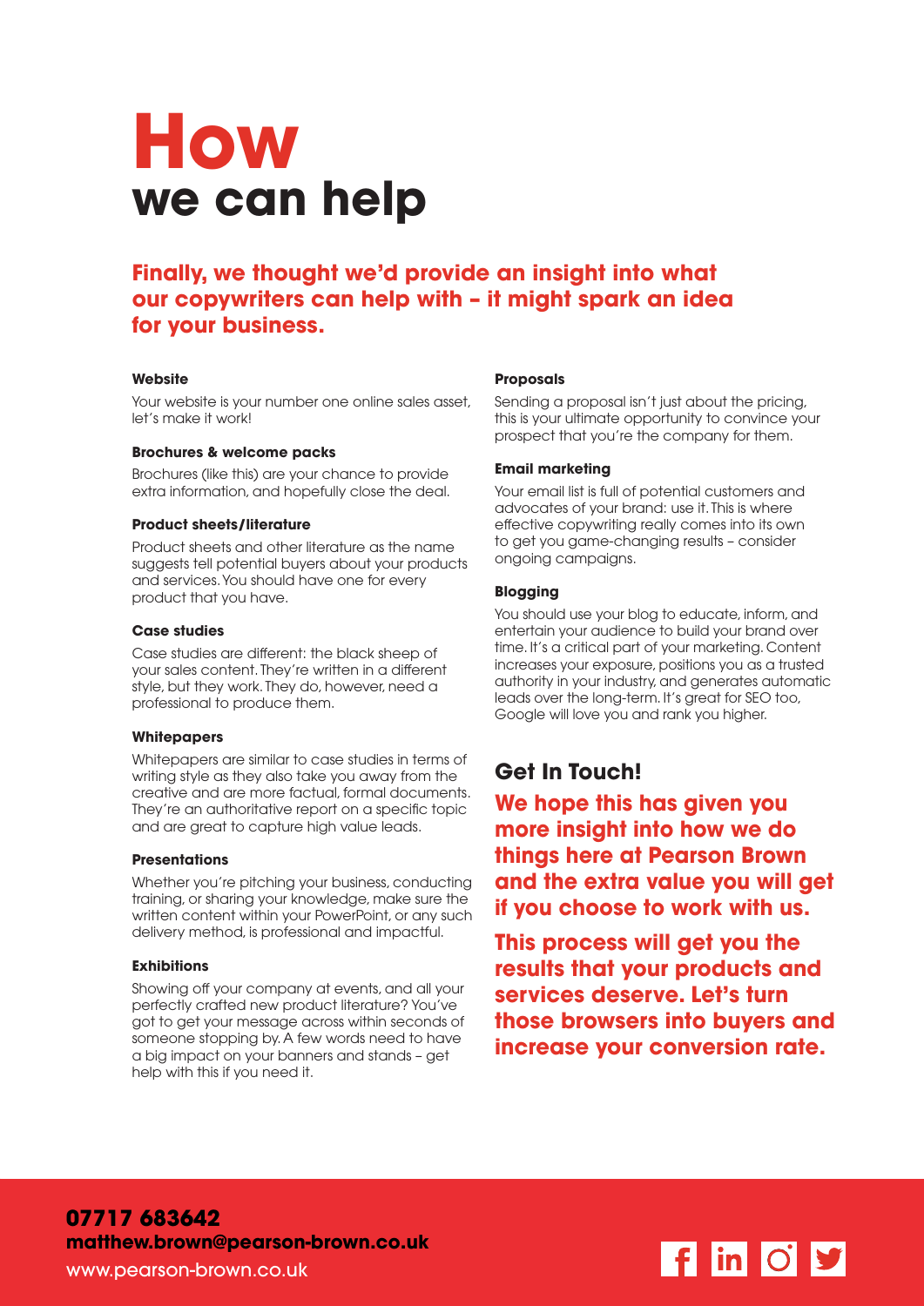# How we can help

**Finally, we thought we'd provide an insight into what our copywriters can help with – it might spark an idea for your business.**

#### Website

Your website is your number one online sales asset, let's make it work!

#### Brochures & welcome packs

Brochures (like this) are your chance to provide extra information, and hopefully close the deal.

#### Product sheets/literature

Product sheets and other literature as the name suggests tell potential buyers about your products and services. You should have one for every product that you have.

#### Case studies

Case studies are different: the black sheep of your sales content. They're written in a different style, but they work. They do, however, need a professional to produce them.

#### Whitepapers

Whitepapers are similar to case studies in terms of writing style as they also take you away from the creative and are more factual, formal documents. They're an authoritative report on a specific topic and are great to capture high value leads.

#### Presentations

Whether you're pitching your business, conducting training, or sharing your knowledge, make sure the written content within your PowerPoint, or any such delivery method, is professional and impactful.

#### Exhibitions

Showing off your company at events, and all your perfectly crafted new product literature? You've got to get your message across within seconds of someone stopping by. A few words need to have a big impact on your banners and stands – get help with this if you need it.

#### Proposals

Sending a proposal isn't just about the pricing, this is your ultimate opportunity to convince your prospect that you're the company for them.

#### Email marketing

Your email list is full of potential customers and advocates of your brand: use it. This is where effective copywriting really comes into its own to get you game-changing results – consider ongoing campaigns.

#### Blogging

You should use your blog to educate, inform, and entertain your audience to build your brand over time. It's a critical part of your marketing. Content increases your exposure, positions you as a trusted authority in your industry, and generates automatic leads over the long-term. It's great for SEO too, Google will love you and rank you higher.

## Get In Touch!

**We hope this has given you more insight into how we do things here at Pearson Brown and the extra value you will get if you choose to work with us.**

**This process will get you the results that your products and services deserve. Let's turn those browsers into buyers and increase your conversion rate.**

**07717 683642**
**matthew.brown@pearson-brown.co.uk**
www.pearson-brown.co.uk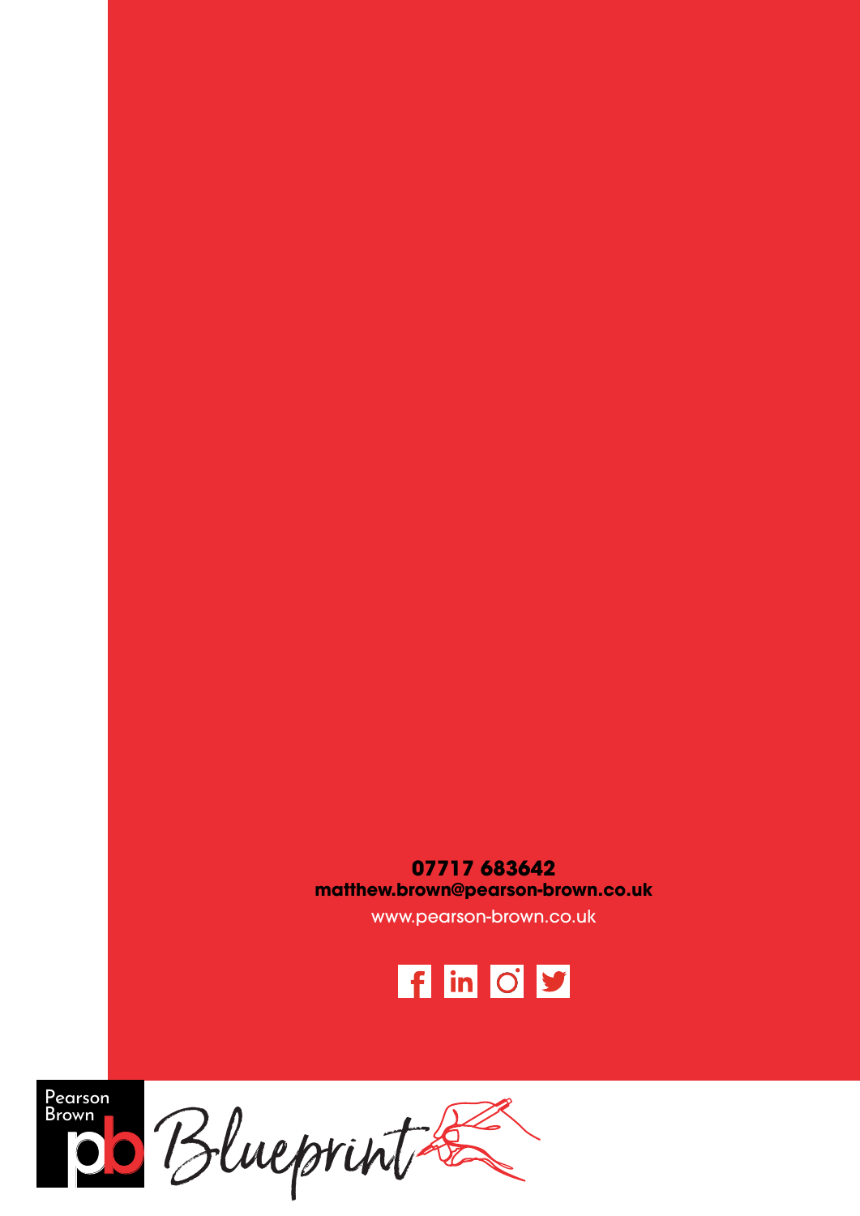**07717 683642**

**matthew.brown@pearson-brown.co.uk**

www.pearson-brown.co.uk

Pearson Brown

pb Blueprint